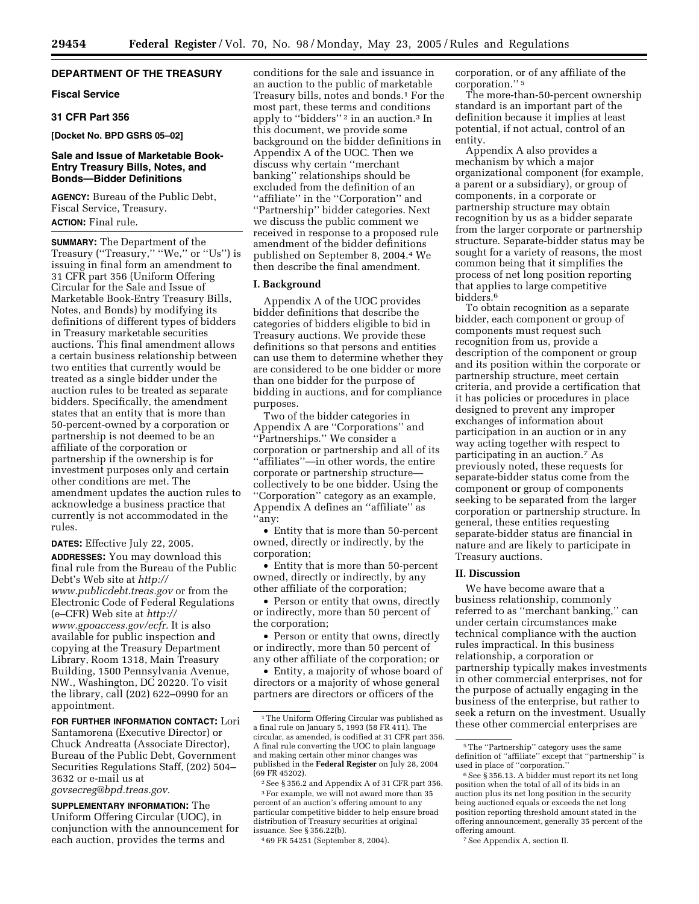**DEPARTMENT OF THE TREASURY**

**Fiscal Service**

**31 CFR Part 356**

**[Docket No. BPD GSRS 05–02]**

## Sale and Issue of Marketable Book-Entry Treasury Bills, Notes, and Bonds—Bidder Definitions

**AGENCY:** Bureau of the Public Debt, Fiscal Service, Treasury.

**ACTION:** Final rule.

**SUMMARY:** The Department of the Treasury (''Treasury,'' ''We,'' or ''Us'') is issuing in final form an amendment to 31 CFR part 356 (Uniform Offering Circular for the Sale and Issue of Marketable Book-Entry Treasury Bills, Notes, and Bonds) by modifying its definitions of different types of bidders in Treasury marketable securities auctions. This final amendment allows a certain business relationship between two entities that currently would be treated as a single bidder under the auction rules to be treated as separate bidders. Specifically, the amendment states that an entity that is more than 50-percent-owned by a corporation or partnership is not deemed to be an affiliate of the corporation or partnership if the ownership is for investment purposes only and certain other conditions are met. The amendment updates the auction rules to acknowledge a business practice that currently is not accommodated in the rules.

**DATES:** Effective July 22, 2005.

**ADDRESSES:** You may download this final rule from the Bureau of the Public Debt's Web site at *http://www.publicdebt.treas.gov* or from the Electronic Code of Federal Regulations (e–CFR) Web site at *http://www.gpoaccess.gov/ecfr.* It is also available for public inspection and copying at the Treasury Department Library, Room 1318, Main Treasury Building, 1500 Pennsylvania Avenue, NW., Washington, DC 20220. To visit the library, call (202) 622–0990 for an appointment.

**FOR FURTHER INFORMATION CONTACT:** Lori Santamorena (Executive Director) or Chuck Andreatta (Associate Director), Bureau of the Public Debt, Government Securities Regulations Staff, (202) 504–3632 or e-mail us at *govsecreg@bpd.treas.gov.*

**SUPPLEMENTARY INFORMATION:** The Uniform Offering Circular (UOC), in conjunction with the announcement for each auction, provides the terms and conditions for the sale and issuance in an auction to the public of marketable Treasury bills, notes and bonds.[1] For the most part, these terms and conditions apply to ''bidders''[2] in an auction.[3] In this document, we provide some background on the bidder definitions in Appendix A of the UOC. Then we discuss why certain ''merchant banking'' relationships should be excluded from the definition of an ''affiliate'' in the ''Corporation'' and ''Partnership'' bidder categories. Next we discuss the public comment we received in response to a proposed rule amendment of the bidder definitions published on September 8, 2004.[4] We then describe the final amendment.

### I. Background

Appendix A of the UOC provides bidder definitions that describe the categories of bidders eligible to bid in Treasury auctions. We provide these definitions so that persons and entities can use them to determine whether they are considered to be one bidder or more than one bidder for the purpose of bidding in auctions, and for compliance purposes.

Two of the bidder categories in Appendix A are ''Corporations'' and ''Partnerships.'' We consider a corporation or partnership and all of its ''affiliates''—in other words, the entire corporate or partnership structure—collectively to be one bidder. Using the ''Corporation'' category as an example, Appendix A defines an ''affiliate'' as ''any:

- Entity that is more than 50-percent owned, directly or indirectly, by the corporation;
- Entity that is more than 50-percent owned, directly or indirectly, by any other affiliate of the corporation;
- Person or entity that owns, directly or indirectly, more than 50 percent of the corporation;
- Person or entity that owns, directly or indirectly, more than 50 percent of any other affiliate of the corporation; or
- Entity, a majority of whose board of directors or a majority of whose general partners are directors or officers of the corporation, or of any affiliate of the corporation.''[5]

The more-than-50-percent ownership standard is an important part of the definition because it implies at least potential, if not actual, control of an entity.

Appendix A also provides a mechanism by which a major organizational component (for example, a parent or a subsidiary), or group of components, in a corporate or partnership structure may obtain recognition by us as a bidder separate from the larger corporate or partnership structure. Separate-bidder status may be sought for a variety of reasons, the most common being that it simplifies the process of net long position reporting that applies to large competitive bidders.[6]

To obtain recognition as a separate bidder, each component or group of components must request such recognition from us, provide a description of the component or group and its position within the corporate or partnership structure, meet certain criteria, and provide a certification that it has policies or procedures in place designed to prevent any improper exchanges of information about participation in an auction or in any way acting together with respect to participating in an auction.[7] As previously noted, these requests for separate-bidder status come from the component or group of components seeking to be separated from the larger corporation or partnership structure. In general, these entities requesting separate-bidder status are financial in nature and are likely to participate in Treasury auctions.

### II. Discussion

We have become aware that a business relationship, commonly referred to as ''merchant banking,'' can under certain circumstances make technical compliance with the auction rules impractical. In this business relationship, a corporation or partnership typically makes investments in other commercial enterprises, not for the purpose of actually engaging in the business of the enterprise, but rather to seek a return on the investment. Usually these other commercial enterprises are

---

[1] The Uniform Offering Circular was published as a final rule on January 5, 1993 (58 FR 411). The circular, as amended, is codified at 31 CFR part 356. A final rule converting the UOC to plain language and making certain other minor changes was published in the **Federal Register** on July 28, 2004 (69 FR 45202).

[2] See § 356.2 and Appendix A of 31 CFR part 356.

[3] For example, we will not award more than 35 percent of an auction's offering amount to any particular competitive bidder to help ensure broad distribution of Treasury securities at original issuance. See § 356.22(b).

[4] 69 FR 54251 (September 8, 2004).

[5] The ''Partnership'' category uses the same definition of ''affiliate'' except that ''partnership'' is used in place of ''corporation.''

[6] See § 356.13. A bidder must report its net long position when the total of all of its bids in an auction plus its net long position in the security being auctioned equals or exceeds the net long position reporting threshold amount stated in the offering announcement, generally 35 percent of the offering amount.

[7] See Appendix A, section II.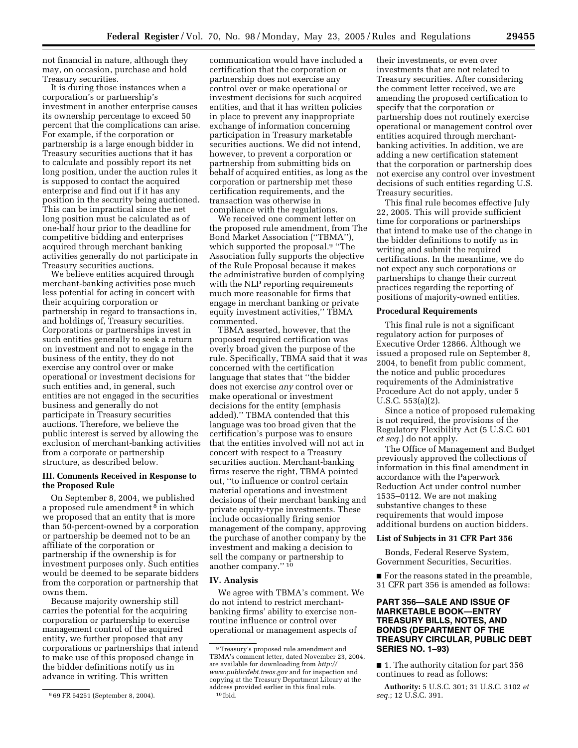not financial in nature, although they may, on occasion, purchase and hold Treasury securities.

It is during those instances when a corporation's or partnership's investment in another enterprise causes its ownership percentage to exceed 50 percent that the complications can arise. For example, if the corporation or partnership is a large enough bidder in Treasury securities auctions that it has to calculate and possibly report its net long position, under the auction rules it is supposed to contact the acquired enterprise and find out if it has any position in the security being auctioned. This can be impractical since the net long position must be calculated as of one-half hour prior to the deadline for competitive bidding and enterprises acquired through merchant banking activities generally do not participate in Treasury securities auctions.

We believe entities acquired through merchant-banking activities pose much less potential for acting in concert with their acquiring corporation or partnership in regard to transactions in, and holdings of, Treasury securities. Corporations or partnerships invest in such entities generally to seek a return on investment and not to engage in the business of the entity, they do not exercise any control over or make operational or investment decisions for such entities and, in general, such entities are not engaged in the securities business and generally do not participate in Treasury securities auctions. Therefore, we believe the public interest is served by allowing the exclusion of merchant-banking activities from a corporate or partnership structure, as described below.

### III. Comments Received in Response to the Proposed Rule

On September 8, 2004, we published a proposed rule amendment[8] in which we proposed that an entity that is more than 50-percent-owned by a corporation or partnership be deemed not to be an affiliate of the corporation or partnership if the ownership is for investment purposes only. Such entities would be deemed to be separate bidders from the corporation or partnership that owns them.

Because majority ownership still carries the potential for the acquiring corporation or partnership to exercise management control of the acquired entity, we further proposed that any corporations or partnerships that intend to make use of this proposed change in the bidder definitions notify us in advance in writing. This written communication would have included a certification that the corporation or partnership does not exercise any control over or make operational or investment decisions for such acquired entities, and that it has written policies in place to prevent any inappropriate exchange of information concerning participation in Treasury marketable securities auctions. We did not intend, however, to prevent a corporation or partnership from submitting bids on behalf of acquired entities, as long as the corporation or partnership met these certification requirements, and the transaction was otherwise in compliance with the regulations.

We received one comment letter on the proposed rule amendment, from The Bond Market Association ("TBMA"), which supported the proposal.[9] "The Association fully supports the objective of the Rule Proposal because it makes the administrative burden of complying with the NLP reporting requirements much more reasonable for firms that engage in merchant banking or private equity investment activities," TBMA commented.

TBMA asserted, however, that the proposed required certification was overly broad given the purpose of the rule. Specifically, TBMA said that it was concerned with the certification language that states that "the bidder does not exercise *any* control over or make operational or investment decisions for the entity (emphasis added)." TBMA contended that this language was too broad given that the certification's purpose was to ensure that the entities involved will not act in concert with respect to a Treasury securities auction. Merchant-banking firms reserve the right, TBMA pointed out, "to influence or control certain material operations and investment decisions of their merchant banking and private equity-type investments. These include occasionally firing senior management of the company, approving the purchase of another company by the investment and making a decision to sell the company or partnership to another company."[10]

### IV. Analysis

We agree with TBMA's comment. We do not intend to restrict merchant-banking firms' ability to exercise non-routine influence or control over operational or management aspects of their investments, or even over investments that are not related to Treasury securities. After considering the comment letter received, we are amending the proposed certification to specify that the corporation or partnership does not routinely exercise operational or management control over entities acquired through merchant-banking activities. In addition, we are adding a new certification statement that the corporation or partnership does not exercise any control over investment decisions of such entities regarding U.S. Treasury securities.

This final rule becomes effective July 22, 2005. This will provide sufficient time for corporations or partnerships that intend to make use of the change in the bidder definitions to notify us in writing and submit the required certifications. In the meantime, we do not expect any such corporations or partnerships to change their current practices regarding the reporting of positions of majority-owned entities.

### Procedural Requirements

This final rule is not a significant regulatory action for purposes of Executive Order 12866. Although we issued a proposed rule on September 8, 2004, to benefit from public comment, the notice and public procedures requirements of the Administrative Procedure Act do not apply, under 5 U.S.C. 553(a)(2).

Since a notice of proposed rulemaking is not required, the provisions of the Regulatory Flexibility Act (5 U.S.C. 601 *et seq.*) do not apply.

The Office of Management and Budget previously approved the collections of information in this final amendment in accordance with the Paperwork Reduction Act under control number 1535–0112. We are not making substantive changes to these requirements that would impose additional burdens on auction bidders.

### List of Subjects in 31 CFR Part 356

Bonds, Federal Reserve System, Government Securities, Securities.

■ For the reasons stated in the preamble, 31 CFR part 356 is amended as follows:

## PART 356—SALE AND ISSUE OF MARKETABLE BOOK—ENTRY TREASURY BILLS, NOTES, AND BONDS (DEPARTMENT OF THE TREASURY CIRCULAR, PUBLIC DEBT SERIES NO. 1–93)

■ 1. The authority citation for part 356 continues to read as follows:

**Authority:** 5 U.S.C. 301; 31 U.S.C. 3102 *et seq.*; 12 U.S.C. 391.

---

[8] 69 FR 54251 (September 8, 2004).

[9] Treasury's proposed rule amendment and TBMA's comment letter, dated November 23, 2004, are available for downloading from *http://www.publicdebt.treas.gov* and for inspection and copying at the Treasury Department Library at the address provided earlier in this final rule.

[10] Ibid.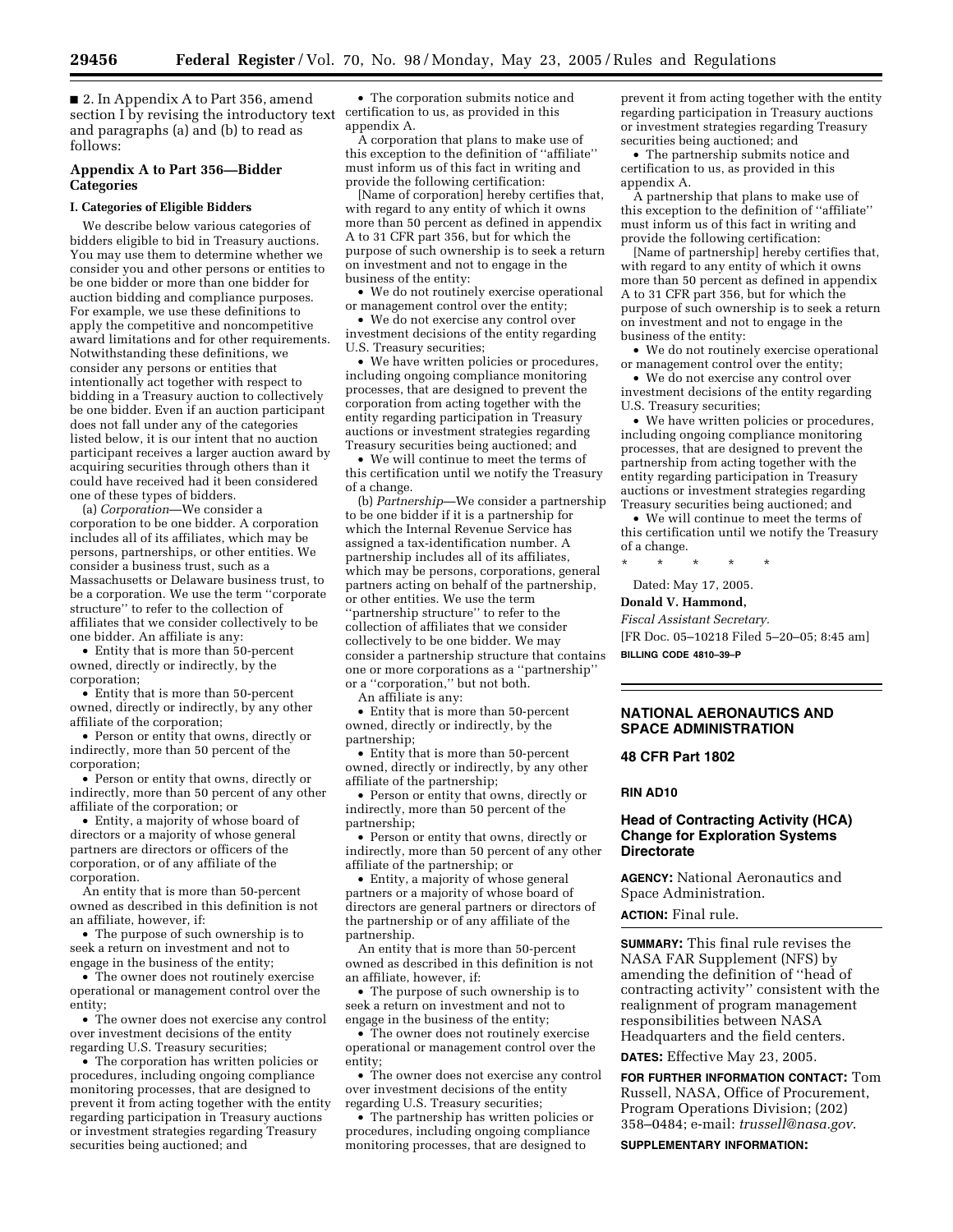■ 2. In Appendix A to Part 356, amend section I by revising the introductory text and paragraphs (a) and (b) to read as follows:

## Appendix A to Part 356—Bidder Categories

### I. Categories of Eligible Bidders

We describe below various categories of bidders eligible to bid in Treasury auctions. You may use them to determine whether we consider you and other persons or entities to be one bidder or more than one bidder for auction bidding and compliance purposes. For example, we use these definitions to apply the competitive and noncompetitive award limitations and for other requirements. Notwithstanding these definitions, we consider any persons or entities that intentionally act together with respect to bidding in a Treasury auction to collectively be one bidder. Even if an auction participant does not fall under any of the categories listed below, it is our intent that no auction participant receives a larger auction award by acquiring securities through others than it could have received had it been considered one of these types of bidders.

(a) *Corporation*—We consider a corporation to be one bidder. A corporation includes all of its affiliates, which may be persons, partnerships, or other entities. We consider a business trust, such as a Massachusetts or Delaware business trust, to be a corporation. We use the term ''corporate structure'' to refer to the collection of affiliates that we consider collectively to be one bidder. An affiliate is any:

- Entity that is more than 50-percent owned, directly or indirectly, by the corporation;
- Entity that is more than 50-percent owned, directly or indirectly, by any other affiliate of the corporation;
- Person or entity that owns, directly or indirectly, more than 50 percent of the corporation;
- Person or entity that owns, directly or indirectly, more than 50 percent of any other affiliate of the corporation; or
- Entity, a majority of whose board of directors or a majority of whose general partners are directors or officers of the corporation, or of any affiliate of the corporation.

An entity that is more than 50-percent owned as described in this definition is not an affiliate, however, if:

- The purpose of such ownership is to seek a return on investment and not to engage in the business of the entity;
- The owner does not routinely exercise operational or management control over the entity;
- The owner does not exercise any control over investment decisions of the entity regarding U.S. Treasury securities;
- The corporation has written policies or procedures, including ongoing compliance monitoring processes, that are designed to prevent it from acting together with the entity regarding participation in Treasury auctions or investment strategies regarding Treasury securities being auctioned; and
- The corporation submits notice and certification to us, as provided in this appendix A.

A corporation that plans to make use of this exception to the definition of ''affiliate'' must inform us of this fact in writing and provide the following certification:

[Name of corporation] hereby certifies that, with regard to any entity of which it owns more than 50 percent as defined in appendix A to 31 CFR part 356, but for which the purpose of such ownership is to seek a return on investment and not to engage in the business of the entity:

- We do not routinely exercise operational or management control over the entity;
- We do not exercise any control over investment decisions of the entity regarding U.S. Treasury securities;
- We have written policies or procedures, including ongoing compliance monitoring processes, that are designed to prevent the corporation from acting together with the entity regarding participation in Treasury auctions or investment strategies regarding Treasury securities being auctioned; and
- We will continue to meet the terms of this certification until we notify the Treasury of a change.

(b) *Partnership*—We consider a partnership to be one bidder if it is a partnership for which the Internal Revenue Service has assigned a tax-identification number. A partnership includes all of its affiliates, which may be persons, corporations, general partners acting on behalf of the partnership, or other entities. We use the term ''partnership structure'' to refer to the collection of affiliates that we consider collectively to be one bidder. We may consider a partnership structure that contains one or more corporations as a ''partnership'' or a ''corporation,'' but not both.

An affiliate is any:

- Entity that is more than 50-percent owned, directly or indirectly, by the partnership;
- Entity that is more than 50-percent owned, directly or indirectly, by any other affiliate of the partnership;
- Person or entity that owns, directly or indirectly, more than 50 percent of the partnership;
- Person or entity that owns, directly or indirectly, more than 50 percent of any other affiliate of the partnership; or
- Entity, a majority of whose general partners or a majority of whose board of directors are general partners or directors of the partnership or of any affiliate of the partnership.

An entity that is more than 50-percent owned as described in this definition is not an affiliate, however, if:

- The purpose of such ownership is to seek a return on investment and not to engage in the business of the entity;
- The owner does not routinely exercise operational or management control over the entity;
- The owner does not exercise any control over investment decisions of the entity regarding U.S. Treasury securities;
- The partnership has written policies or procedures, including ongoing compliance monitoring processes, that are designed to prevent it from acting together with the entity regarding participation in Treasury auctions or investment strategies regarding Treasury securities being auctioned; and
- The partnership submits notice and certification to us, as provided in this appendix A.

A partnership that plans to make use of this exception to the definition of ''affiliate'' must inform us of this fact in writing and provide the following certification:

[Name of partnership] hereby certifies that, with regard to any entity of which it owns more than 50 percent as defined in appendix A to 31 CFR part 356, but for which the purpose of such ownership is to seek a return on investment and not to engage in the business of the entity:

- We do not routinely exercise operational or management control over the entity;
- We do not exercise any control over investment decisions of the entity regarding U.S. Treasury securities;
- We have written policies or procedures, including ongoing compliance monitoring processes, that are designed to prevent the partnership from acting together with the entity regarding participation in Treasury auctions or investment strategies regarding Treasury securities being auctioned; and
- We will continue to meet the terms of this certification until we notify the Treasury of a change.

\* \* \* \* \*

Dated: May 17, 2005.

**Donald V. Hammond,**

*Fiscal Assistant Secretary.*

[FR Doc. 05–10218 Filed 5–20–05; 8:45 am]

**BILLING CODE 4810–39–P**

---

## NATIONAL AERONAUTICS AND SPACE ADMINISTRATION

### 48 CFR Part 1802

### RIN AD10

### Head of Contracting Activity (HCA) Change for Exploration Systems Directorate

**AGENCY:** National Aeronautics and Space Administration.

**ACTION:** Final rule.

**SUMMARY:** This final rule revises the NASA FAR Supplement (NFS) by amending the definition of ''head of contracting activity'' consistent with the realignment of program management responsibilities between NASA Headquarters and the field centers.

**DATES:** Effective May 23, 2005.

**FOR FURTHER INFORMATION CONTACT:** Tom Russell, NASA, Office of Procurement, Program Operations Division; (202) 358–0484; e-mail: *trussell@nasa.gov*.

**SUPPLEMENTARY INFORMATION:**